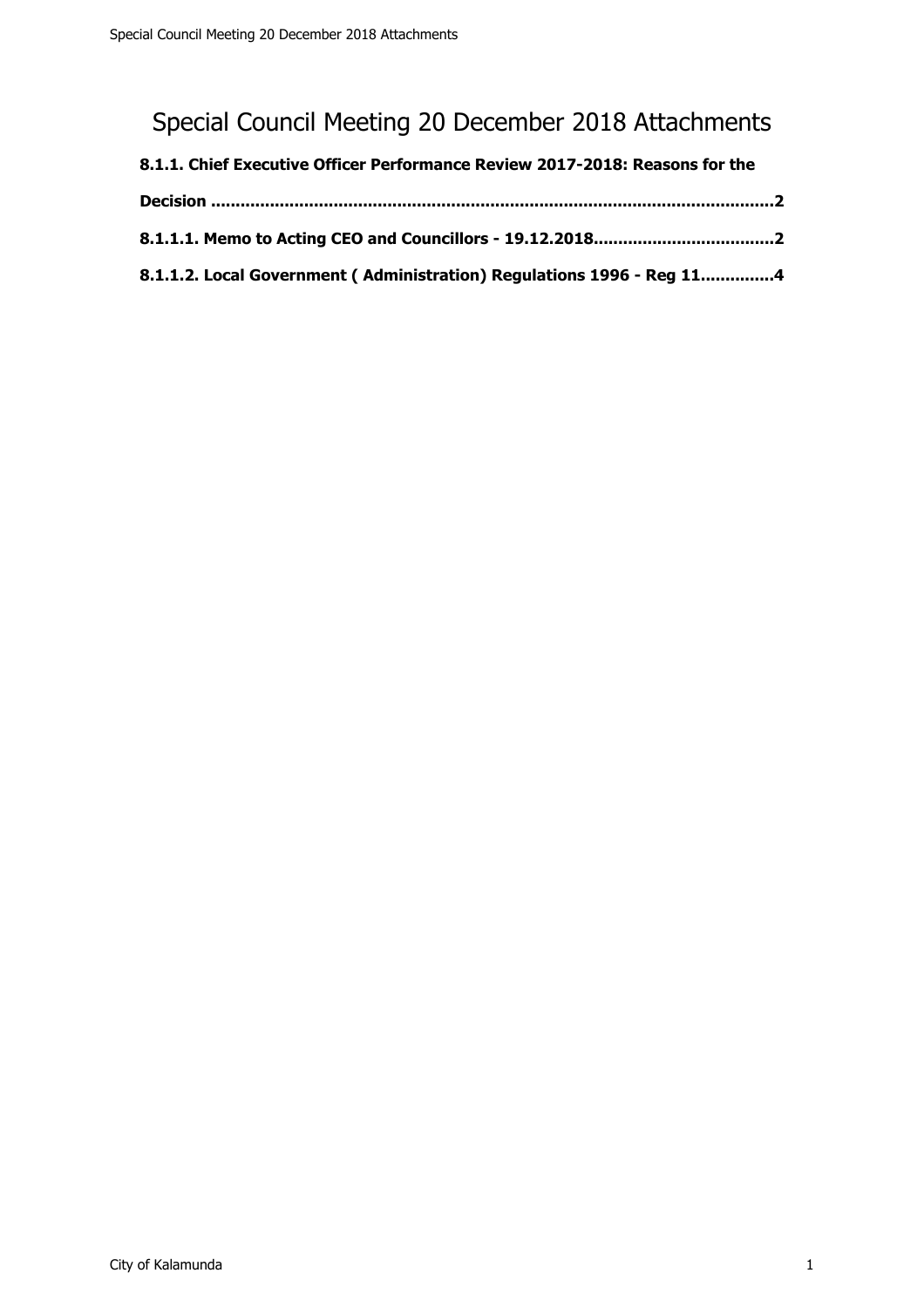# Special Council Meeting 20 December 2018 Attachments

**8.1.1. Chief Executive Officer Performance Review 2017-2018: Reasons for the Decision .................................................................................................................2**

**8.1.1.1. Memo to Acting CEO and Councillors - 19.12.2018....................................2**

**8.1.1.2. Local Government ( Administration) Regulations 1996 - Reg 11..............4**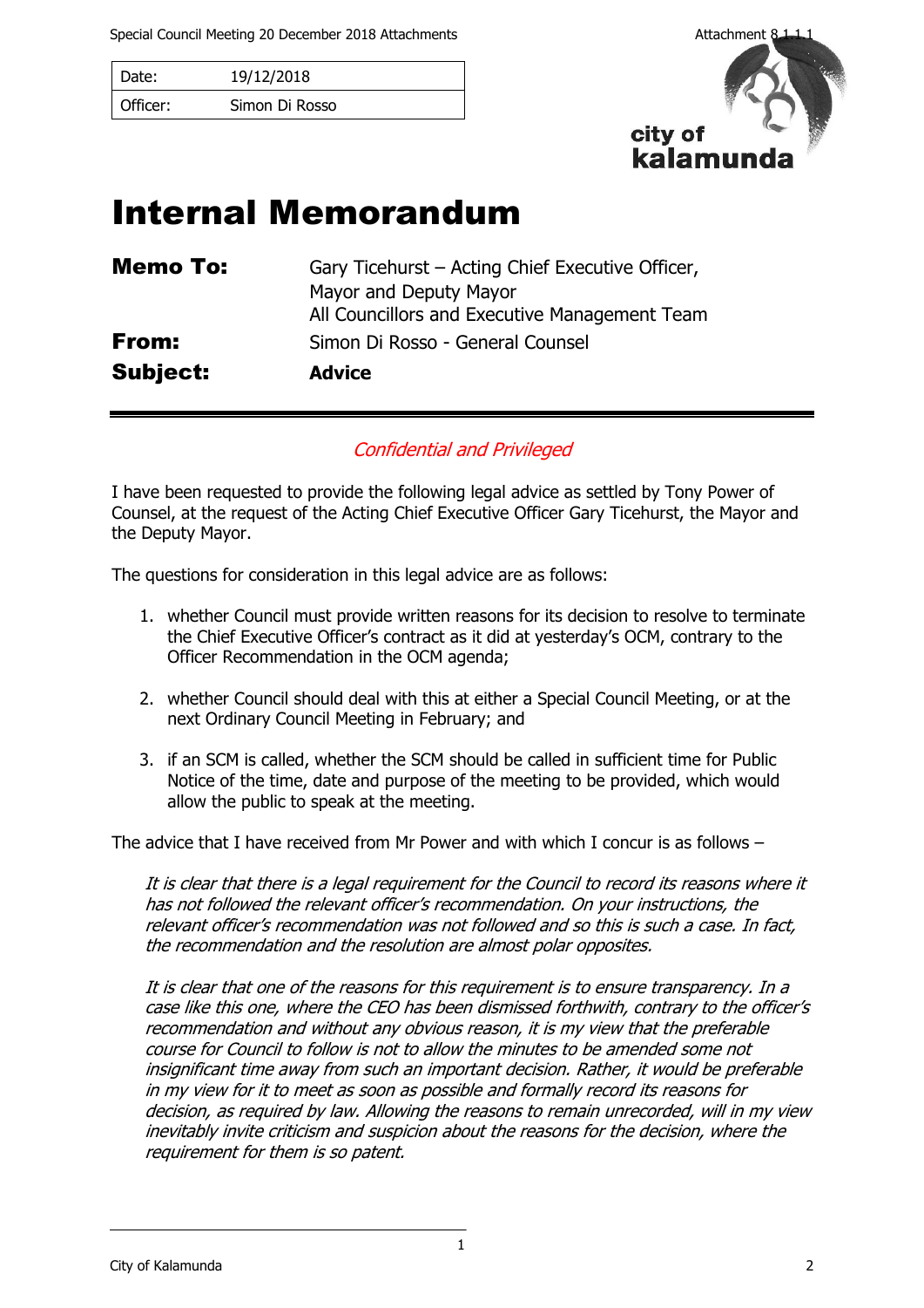| Date: | 19/12/2018 |
|---|---|
| Officer: | Simon Di Rosso |

# Internal Memorandum

**Memo To:** Gary Ticehurst – Acting Chief Executive Officer, Mayor and Deputy Mayor, All Councillors and Executive Management Team

**From:** Simon Di Rosso - General Counsel

**Subject:** **Advice**

---

*Confidential and Privileged*

I have been requested to provide the following legal advice as settled by Tony Power of Counsel, at the request of the Acting Chief Executive Officer Gary Ticehurst, the Mayor and the Deputy Mayor.

The questions for consideration in this legal advice are as follows:

1. whether Council must provide written reasons for its decision to resolve to terminate the Chief Executive Officer's contract as it did at yesterday's OCM, contrary to the Officer Recommendation in the OCM agenda;

2. whether Council should deal with this at either a Special Council Meeting, or at the next Ordinary Council Meeting in February; and

3. if an SCM is called, whether the SCM should be called in sufficient time for Public Notice of the time, date and purpose of the meeting to be provided, which would allow the public to speak at the meeting.

The advice that I have received from Mr Power and with which I concur is as follows –

> *It is clear that there is a legal requirement for the Council to record its reasons where it has not followed the relevant officer's recommendation. On your instructions, the relevant officer's recommendation was not followed and so this is such a case. In fact, the recommendation and the resolution are almost polar opposites.*
>
> *It is clear that one of the reasons for this requirement is to ensure transparency. In a case like this one, where the CEO has been dismissed forthwith, contrary to the officer's recommendation and without any obvious reason, it is my view that the preferable course for Council to follow is not to allow the minutes to be amended some not insignificant time away from such an important decision. Rather, it would be preferable in my view for it to meet as soon as possible and formally record its reasons for decision, as required by law. Allowing the reasons to remain unrecorded, will in my view inevitably invite criticism and suspicion about the reasons for the decision, where the requirement for them is so patent.*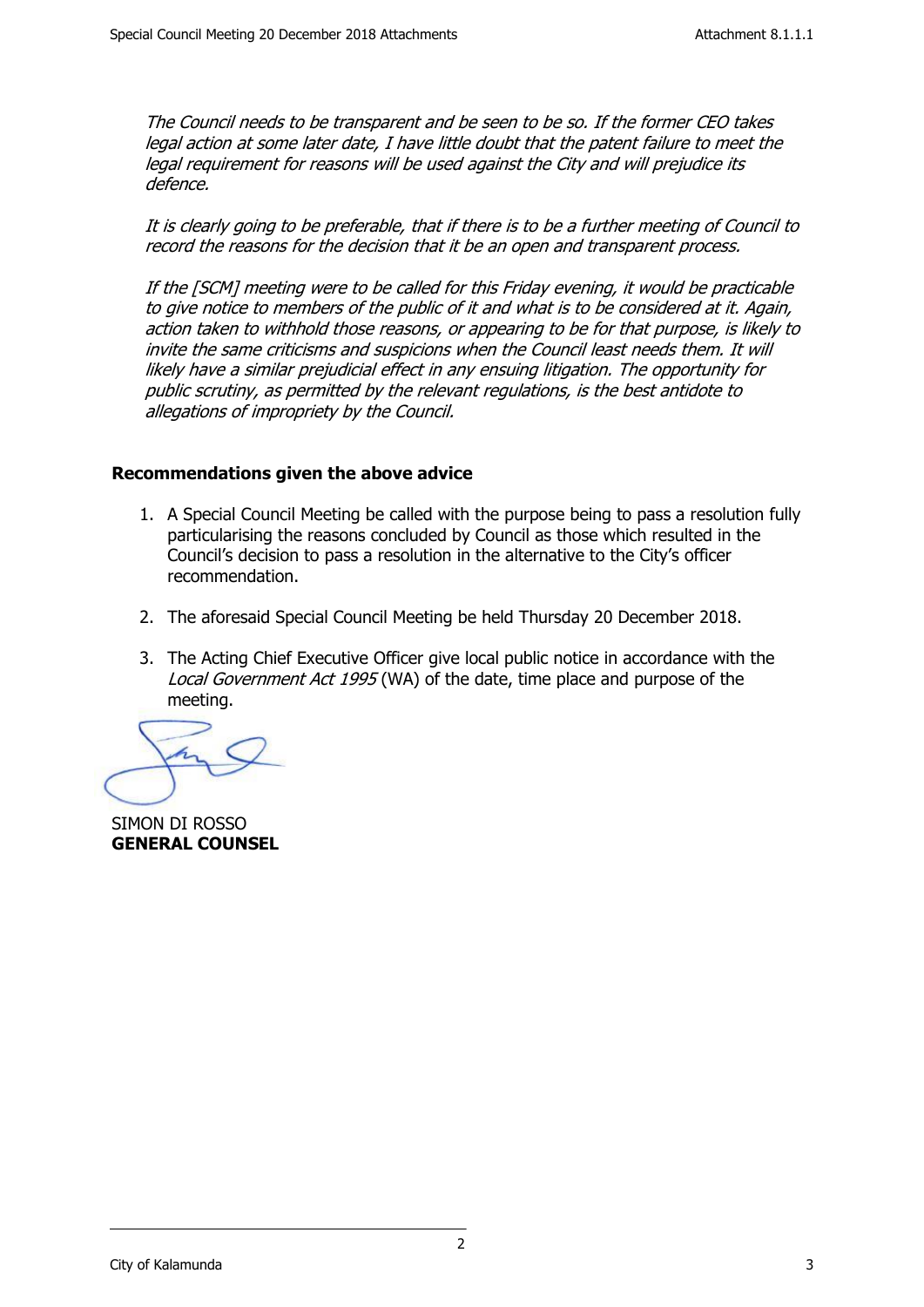*The Council needs to be transparent and be seen to be so. If the former CEO takes legal action at some later date, I have little doubt that the patent failure to meet the legal requirement for reasons will be used against the City and will prejudice its defence.*

*It is clearly going to be preferable, that if there is to be a further meeting of Council to record the reasons for the decision that it be an open and transparent process.*

*If the [SCM] meeting were to be called for this Friday evening, it would be practicable to give notice to members of the public of it and what is to be considered at it. Again, action taken to withhold those reasons, or appearing to be for that purpose, is likely to invite the same criticisms and suspicions when the Council least needs them. It will likely have a similar prejudicial effect in any ensuing litigation. The opportunity for public scrutiny, as permitted by the relevant regulations, is the best antidote to allegations of impropriety by the Council.*

**Recommendations given the above advice**

1. A Special Council Meeting be called with the purpose being to pass a resolution fully particularising the reasons concluded by Council as those which resulted in the Council's decision to pass a resolution in the alternative to the City's officer recommendation.

2. The aforesaid Special Council Meeting be held Thursday 20 December 2018.

3. The Acting Chief Executive Officer give local public notice in accordance with the *Local Government Act 1995* (WA) of the date, time place and purpose of the meeting.

SIMON DI ROSSO
**GENERAL COUNSEL**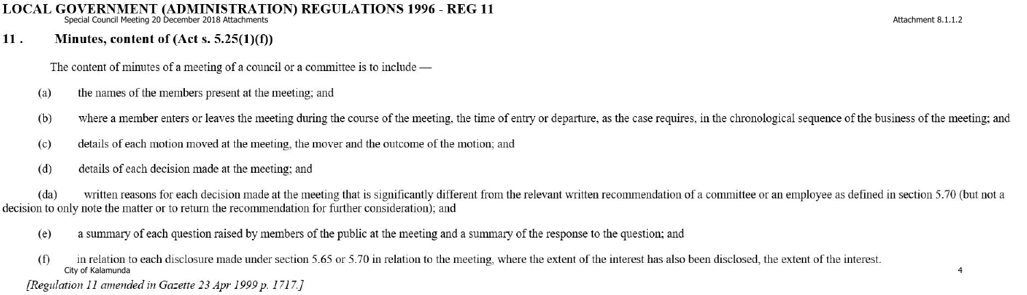## 11 . Minutes, content of (Act s. 5.25(1)(f))

The content of minutes of a meeting of a council or a committee is to include —

(a) the names of the members present at the meeting; and

(b) where a member enters or leaves the meeting during the course of the meeting, the time of entry or departure, as the case requires, in the chronological sequence of the business of the meeting; and

(c) details of each motion moved at the meeting, the mover and the outcome of the motion; and

(d) details of each decision made at the meeting; and

(da) written reasons for each decision made at the meeting that is significantly different from the relevant written recommendation of a committee or an employee as defined in section 5.70 (but not a decision to only note the matter or to return the recommendation for further consideration); and

(e) a summary of each question raised by members of the public at the meeting and a summary of the response to the question; and

(f) in relation to each disclosure made under section 5.65 or 5.70 in relation to the meeting, where the extent of the interest has also been disclosed, the extent of the interest.

*[Regulation 11 amended in Gazette 23 Apr 1999 p. 1717.]*